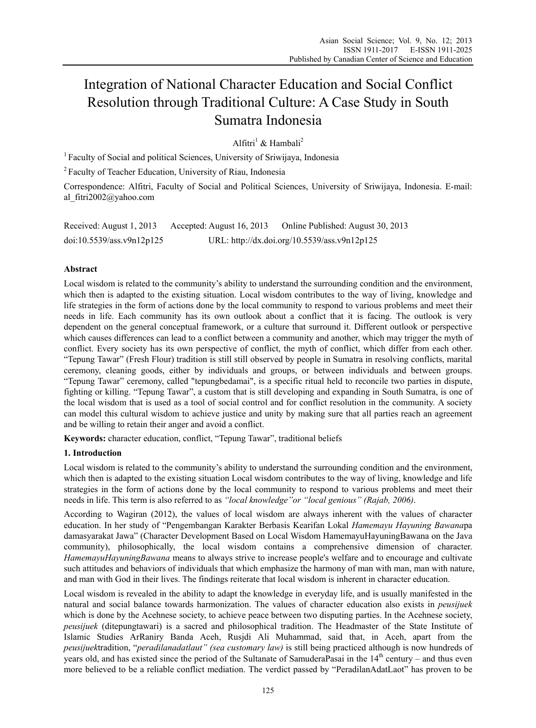# Integration of National Character Education and Social Conflict Resolution through Traditional Culture: A Case Study in South Sumatra Indonesia

Alfitri[1] & Hambali[2]

[1] Faculty of Social and political Sciences, University of Sriwijaya, Indonesia

[2] Faculty of Teacher Education, University of Riau, Indonesia

Correspondence: Alfitri, Faculty of Social and Political Sciences, University of Sriwijaya, Indonesia. E-mail: al_fitri2002@yahoo.com

Received: August 1, 2013 Accepted: August 16, 2013 Online Published: August 30, 2013

doi:10.5539/ass.v9n12p125 URL: http://dx.doi.org/10.5539/ass.v9n12p125

## Abstract

Local wisdom is related to the community's ability to understand the surrounding condition and the environment, which then is adapted to the existing situation. Local wisdom contributes to the way of living, knowledge and life strategies in the form of actions done by the local community to respond to various problems and meet their needs in life. Each community has its own outlook about a conflict that it is facing. The outlook is very dependent on the general conceptual framework, or a culture that surround it. Different outlook or perspective which causes differences can lead to a conflict between a community and another, which may trigger the myth of conflict. Every society has its own perspective of conflict, the myth of conflict, which differ from each other. "Tepung Tawar" (Fresh Flour) tradition is still still observed by people in Sumatra in resolving conflicts, marital ceremony, cleaning goods, either by individuals and groups, or between individuals and between groups. "Tepung Tawar" ceremony, called "tepungbedamai", is a specific ritual held to reconcile two parties in dispute, fighting or killing. "Tepung Tawar", a custom that is still developing and expanding in South Sumatra, is one of the local wisdom that is used as a tool of social control and for conflict resolution in the community. A society can model this cultural wisdom to achieve justice and unity by making sure that all parties reach an agreement and be willing to retain their anger and avoid a conflict.

**Keywords:** character education, conflict, "Tepung Tawar", traditional beliefs

## 1. Introduction

Local wisdom is related to the community's ability to understand the surrounding condition and the environment, which then is adapted to the existing situation Local wisdom contributes to the way of living, knowledge and life strategies in the form of actions done by the local community to respond to various problems and meet their needs in life. This term is also referred to as *"local knowledge"or "local genious" (Rajab, 2006)*.

According to Wagiran (2012), the values of local wisdom are always inherent with the values of character education. In her study of "Pengembangan Karakter Berbasis Kearifan Lokal *Hamemayu Hayuning Bawana*pa damasyarakat Jawa" (Character Development Based on Local Wisdom HamemayuHayuningBawana on the Java community), philosophically, the local wisdom contains a comprehensive dimension of character. *HamemayuHayuningBawana* means to always strive to increase people's welfare and to encourage and cultivate such attitudes and behaviors of individuals that which emphasize the harmony of man with man, man with nature, and man with God in their lives. The findings reiterate that local wisdom is inherent in character education.

Local wisdom is revealed in the ability to adapt the knowledge in everyday life, and is usually manifested in the natural and social balance towards harmonization. The values of character education also exists in *peusijuek* which is done by the Acehnese society, to achieve peace between two disputing parties. In the Acehnese society, *peusijuek* (ditepungtawari) is a sacred and philosophical tradition. The Headmaster of the State Institute of Islamic Studies ArRaniry Banda Aceh, Rusjdi Ali Muhammad, said that, in Aceh, apart from the *peusijuek*tradition, "*peradilanadatlaut" (sea customary law)* is still being practiced although is now hundreds of years old, and has existed since the period of the Sultanate of SamuderaPasai in the 14th century – and thus even more believed to be a reliable conflict mediation. The verdict passed by "PeradilanAdatLaot" has proven to be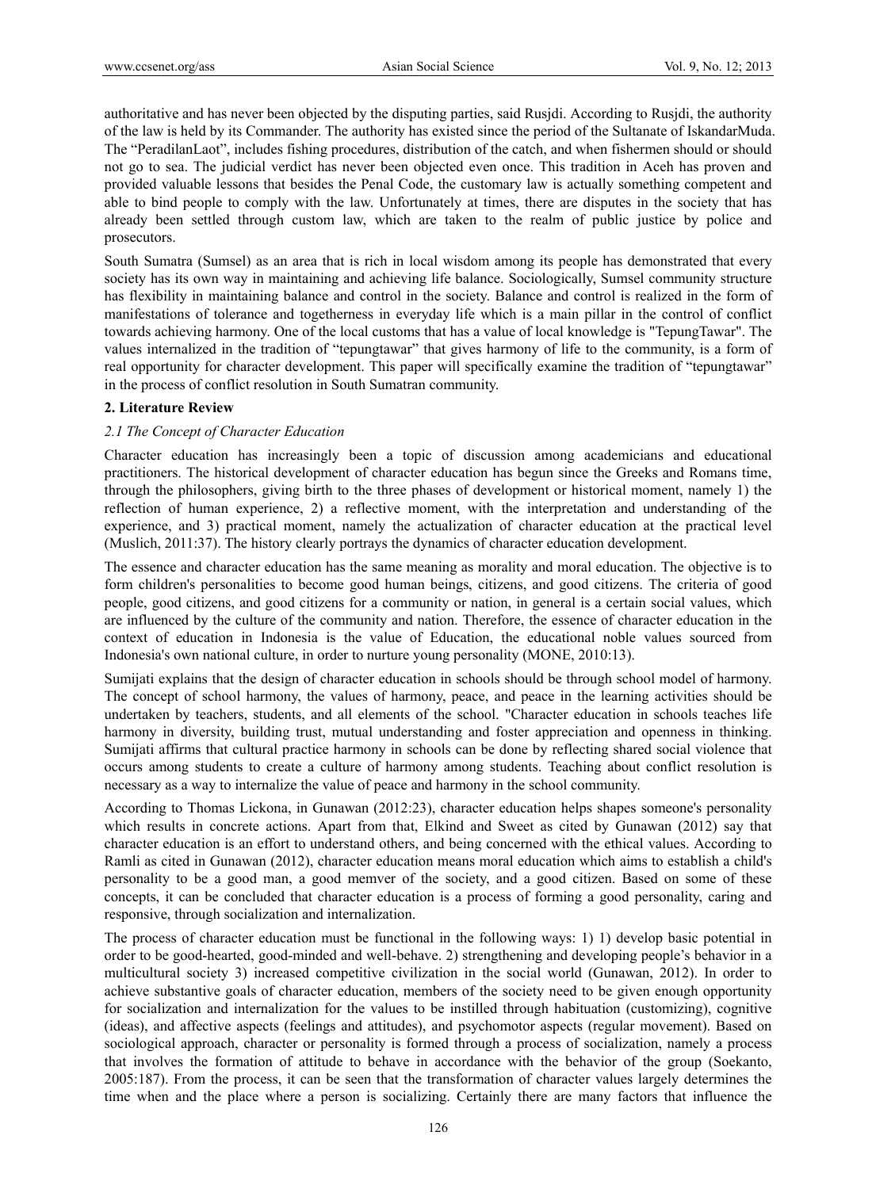authoritative and has never been objected by the disputing parties, said Rusjdi. According to Rusjdi, the authority of the law is held by its Commander. The authority has existed since the period of the Sultanate of IskandarMuda. The "PeradilanLaot", includes fishing procedures, distribution of the catch, and when fishermen should or should not go to sea. The judicial verdict has never been objected even once. This tradition in Aceh has proven and provided valuable lessons that besides the Penal Code, the customary law is actually something competent and able to bind people to comply with the law. Unfortunately at times, there are disputes in the society that has already been settled through custom law, which are taken to the realm of public justice by police and prosecutors.

South Sumatra (Sumsel) as an area that is rich in local wisdom among its people has demonstrated that every society has its own way in maintaining and achieving life balance. Sociologically, Sumsel community structure has flexibility in maintaining balance and control in the society. Balance and control is realized in the form of manifestations of tolerance and togetherness in everyday life which is a main pillar in the control of conflict towards achieving harmony. One of the local customs that has a value of local knowledge is "TepungTawar". The values internalized in the tradition of "tepungtawar" that gives harmony of life to the community, is a form of real opportunity for character development. This paper will specifically examine the tradition of "tepungtawar" in the process of conflict resolution in South Sumatran community.

## 2. Literature Review

### *2.1 The Concept of Character Education*

Character education has increasingly been a topic of discussion among academicians and educational practitioners. The historical development of character education has begun since the Greeks and Romans time, through the philosophers, giving birth to the three phases of development or historical moment, namely 1) the reflection of human experience, 2) a reflective moment, with the interpretation and understanding of the experience, and 3) practical moment, namely the actualization of character education at the practical level (Muslich, 2011:37). The history clearly portrays the dynamics of character education development.

The essence and character education has the same meaning as morality and moral education. The objective is to form children's personalities to become good human beings, citizens, and good citizens. The criteria of good people, good citizens, and good citizens for a community or nation, in general is a certain social values, which are influenced by the culture of the community and nation. Therefore, the essence of character education in the context of education in Indonesia is the value of Education, the educational noble values sourced from Indonesia's own national culture, in order to nurture young personality (MONE, 2010:13).

Sumijati explains that the design of character education in schools should be through school model of harmony. The concept of school harmony, the values of harmony, peace, and peace in the learning activities should be undertaken by teachers, students, and all elements of the school. "Character education in schools teaches life harmony in diversity, building trust, mutual understanding and foster appreciation and openness in thinking. Sumijati affirms that cultural practice harmony in schools can be done by reflecting shared social violence that occurs among students to create a culture of harmony among students. Teaching about conflict resolution is necessary as a way to internalize the value of peace and harmony in the school community.

According to Thomas Lickona, in Gunawan (2012:23), character education helps shapes someone's personality which results in concrete actions. Apart from that, Elkind and Sweet as cited by Gunawan (2012) say that character education is an effort to understand others, and being concerned with the ethical values. According to Ramli as cited in Gunawan (2012), character education means moral education which aims to establish a child's personality to be a good man, a good memver of the society, and a good citizen. Based on some of these concepts, it can be concluded that character education is a process of forming a good personality, caring and responsive, through socialization and internalization.

The process of character education must be functional in the following ways: 1) 1) develop basic potential in order to be good-hearted, good-minded and well-behave. 2) strengthening and developing people's behavior in a multicultural society 3) increased competitive civilization in the social world (Gunawan, 2012). In order to achieve substantive goals of character education, members of the society need to be given enough opportunity for socialization and internalization for the values to be instilled through habituation (customizing), cognitive (ideas), and affective aspects (feelings and attitudes), and psychomotor aspects (regular movement). Based on sociological approach, character or personality is formed through a process of socialization, namely a process that involves the formation of attitude to behave in accordance with the behavior of the group (Soekanto, 2005:187). From the process, it can be seen that the transformation of character values largely determines the time when and the place where a person is socializing. Certainly there are many factors that influence the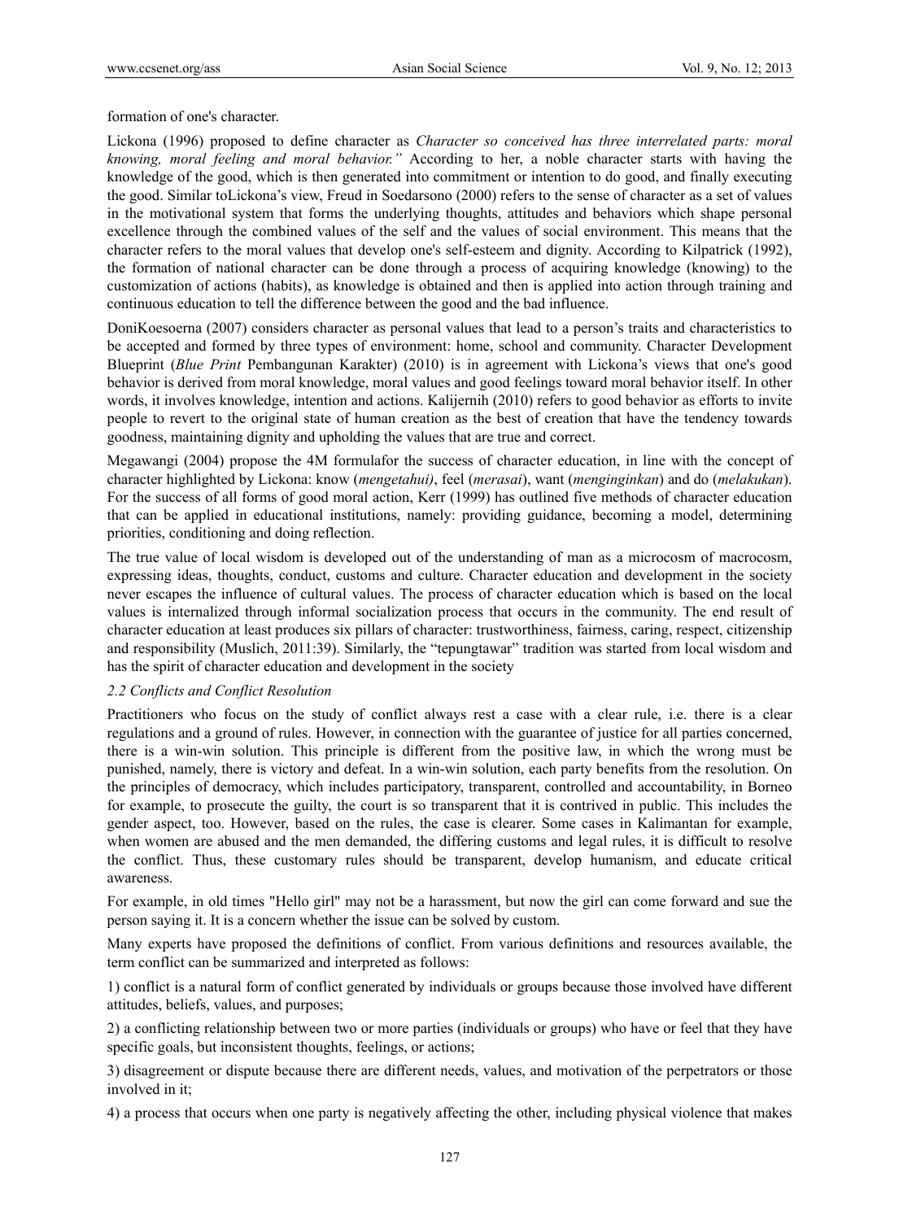formation of one's character.

Lickona (1996) proposed to define character as *Character so conceived has three interrelated parts: moral knowing, moral feeling and moral behavior."* According to her, a noble character starts with having the knowledge of the good, which is then generated into commitment or intention to do good, and finally executing the good. Similar toLickona's view, Freud in Soedarsono (2000) refers to the sense of character as a set of values in the motivational system that forms the underlying thoughts, attitudes and behaviors which shape personal excellence through the combined values of the self and the values of social environment. This means that the character refers to the moral values that develop one's self-esteem and dignity. According to Kilpatrick (1992), the formation of national character can be done through a process of acquiring knowledge (knowing) to the customization of actions (habits), as knowledge is obtained and then is applied into action through training and continuous education to tell the difference between the good and the bad influence.

DoniKoesoerna (2007) considers character as personal values that lead to a person's traits and characteristics to be accepted and formed by three types of environment: home, school and community. Character Development Blueprint (*Blue Print* Pembangunan Karakter) (2010) is in agreement with Lickona's views that one's good behavior is derived from moral knowledge, moral values and good feelings toward moral behavior itself. In other words, it involves knowledge, intention and actions. Kalijernih (2010) refers to good behavior as efforts to invite people to revert to the original state of human creation as the best of creation that have the tendency towards goodness, maintaining dignity and upholding the values that are true and correct.

Megawangi (2004) propose the 4M formulafor the success of character education, in line with the concept of character highlighted by Lickona: know (*mengetahui)*, feel (*merasai*), want (*menginginkan*) and do (*melakukan*). For the success of all forms of good moral action, Kerr (1999) has outlined five methods of character education that can be applied in educational institutions, namely: providing guidance, becoming a model, determining priorities, conditioning and doing reflection.

The true value of local wisdom is developed out of the understanding of man as a microcosm of macrocosm, expressing ideas, thoughts, conduct, customs and culture. Character education and development in the society never escapes the influence of cultural values. The process of character education which is based on the local values is internalized through informal socialization process that occurs in the community. The end result of character education at least produces six pillars of character: trustworthiness, fairness, caring, respect, citizenship and responsibility (Muslich, 2011:39). Similarly, the "tepungtawar" tradition was started from local wisdom and has the spirit of character education and development in the society

### *2.2 Conflicts and Conflict Resolution*

Practitioners who focus on the study of conflict always rest a case with a clear rule, i.e. there is a clear regulations and a ground of rules. However, in connection with the guarantee of justice for all parties concerned, there is a win-win solution. This principle is different from the positive law, in which the wrong must be punished, namely, there is victory and defeat. In a win-win solution, each party benefits from the resolution. On the principles of democracy, which includes participatory, transparent, controlled and accountability, in Borneo for example, to prosecute the guilty, the court is so transparent that it is contrived in public. This includes the gender aspect, too. However, based on the rules, the case is clearer. Some cases in Kalimantan for example, when women are abused and the men demanded, the differing customs and legal rules, it is difficult to resolve the conflict. Thus, these customary rules should be transparent, develop humanism, and educate critical awareness.

For example, in old times "Hello girl" may not be a harassment, but now the girl can come forward and sue the person saying it. It is a concern whether the issue can be solved by custom.

Many experts have proposed the definitions of conflict. From various definitions and resources available, the term conflict can be summarized and interpreted as follows:

1) conflict is a natural form of conflict generated by individuals or groups because those involved have different attitudes, beliefs, values, and purposes;

2) a conflicting relationship between two or more parties (individuals or groups) who have or feel that they have specific goals, but inconsistent thoughts, feelings, or actions;

3) disagreement or dispute because there are different needs, values, and motivation of the perpetrators or those involved in it;

4) a process that occurs when one party is negatively affecting the other, including physical violence that makes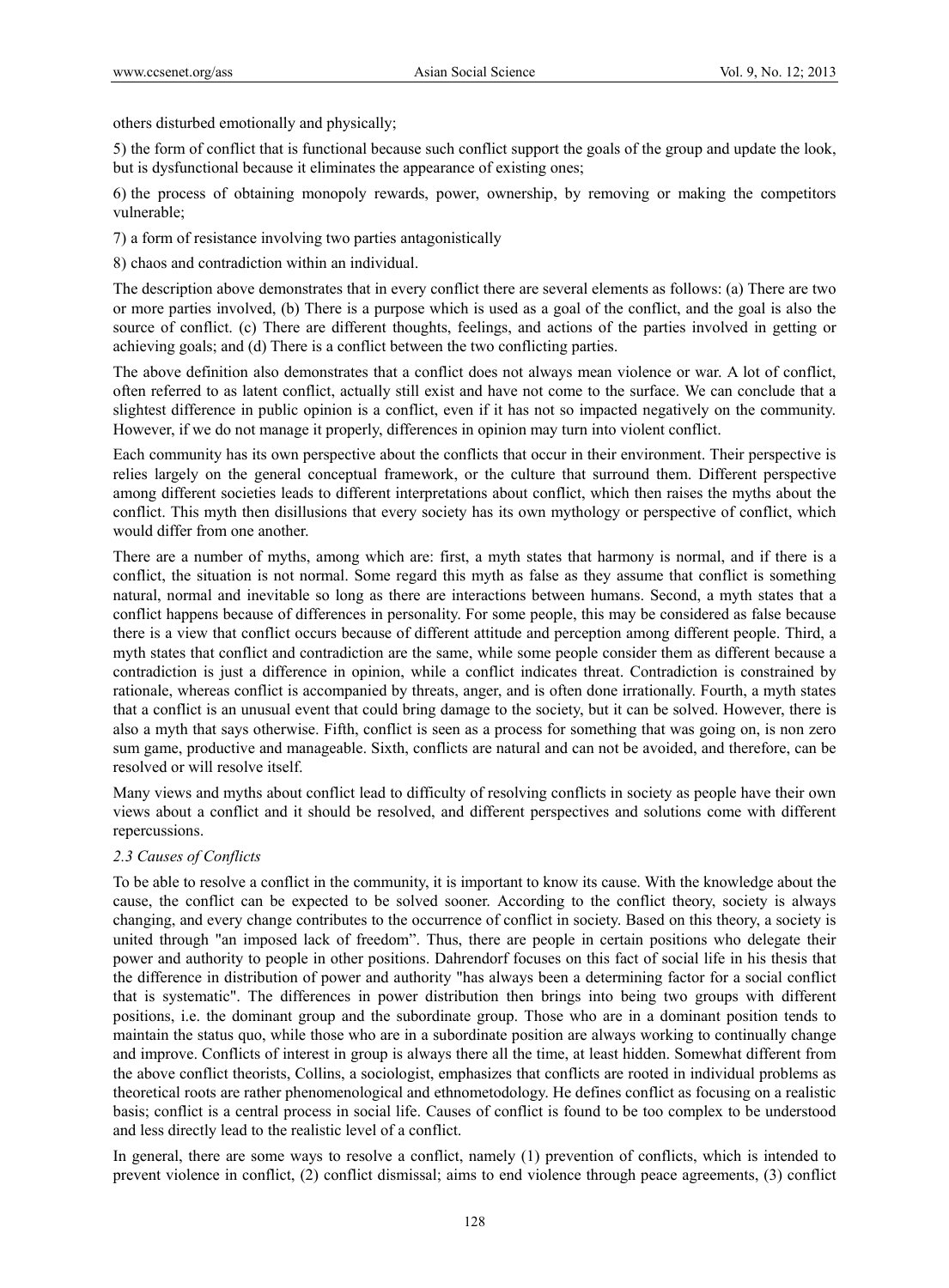others disturbed emotionally and physically;

5) the form of conflict that is functional because such conflict support the goals of the group and update the look, but is dysfunctional because it eliminates the appearance of existing ones;

6) the process of obtaining monopoly rewards, power, ownership, by removing or making the competitors vulnerable;

7) a form of resistance involving two parties antagonistically

8) chaos and contradiction within an individual.

The description above demonstrates that in every conflict there are several elements as follows: (a) There are two or more parties involved, (b) There is a purpose which is used as a goal of the conflict, and the goal is also the source of conflict. (c) There are different thoughts, feelings, and actions of the parties involved in getting or achieving goals; and (d) There is a conflict between the two conflicting parties.

The above definition also demonstrates that a conflict does not always mean violence or war. A lot of conflict, often referred to as latent conflict, actually still exist and have not come to the surface. We can conclude that a slightest difference in public opinion is a conflict, even if it has not so impacted negatively on the community. However, if we do not manage it properly, differences in opinion may turn into violent conflict.

Each community has its own perspective about the conflicts that occur in their environment. Their perspective is relies largely on the general conceptual framework, or the culture that surround them. Different perspective among different societies leads to different interpretations about conflict, which then raises the myths about the conflict. This myth then disillusions that every society has its own mythology or perspective of conflict, which would differ from one another.

There are a number of myths, among which are: first, a myth states that harmony is normal, and if there is a conflict, the situation is not normal. Some regard this myth as false as they assume that conflict is something natural, normal and inevitable so long as there are interactions between humans. Second, a myth states that a conflict happens because of differences in personality. For some people, this may be considered as false because there is a view that conflict occurs because of different attitude and perception among different people. Third, a myth states that conflict and contradiction are the same, while some people consider them as different because a contradiction is just a difference in opinion, while a conflict indicates threat. Contradiction is constrained by rationale, whereas conflict is accompanied by threats, anger, and is often done irrationally. Fourth, a myth states that a conflict is an unusual event that could bring damage to the society, but it can be solved. However, there is also a myth that says otherwise. Fifth, conflict is seen as a process for something that was going on, is non zero sum game, productive and manageable. Sixth, conflicts are natural and can not be avoided, and therefore, can be resolved or will resolve itself.

Many views and myths about conflict lead to difficulty of resolving conflicts in society as people have their own views about a conflict and it should be resolved, and different perspectives and solutions come with different repercussions.

### *2.3 Causes of Conflicts*

To be able to resolve a conflict in the community, it is important to know its cause. With the knowledge about the cause, the conflict can be expected to be solved sooner. According to the conflict theory, society is always changing, and every change contributes to the occurrence of conflict in society. Based on this theory, a society is united through "an imposed lack of freedom". Thus, there are people in certain positions who delegate their power and authority to people in other positions. Dahrendorf focuses on this fact of social life in his thesis that the difference in distribution of power and authority "has always been a determining factor for a social conflict that is systematic". The differences in power distribution then brings into being two groups with different positions, i.e. the dominant group and the subordinate group. Those who are in a dominant position tends to maintain the status quo, while those who are in a subordinate position are always working to continually change and improve. Conflicts of interest in group is always there all the time, at least hidden. Somewhat different from the above conflict theorists, Collins, a sociologist, emphasizes that conflicts are rooted in individual problems as theoretical roots are rather phenomenological and ethnometodology. He defines conflict as focusing on a realistic basis; conflict is a central process in social life. Causes of conflict is found to be too complex to be understood and less directly lead to the realistic level of a conflict.

In general, there are some ways to resolve a conflict, namely (1) prevention of conflicts, which is intended to prevent violence in conflict, (2) conflict dismissal; aims to end violence through peace agreements, (3) conflict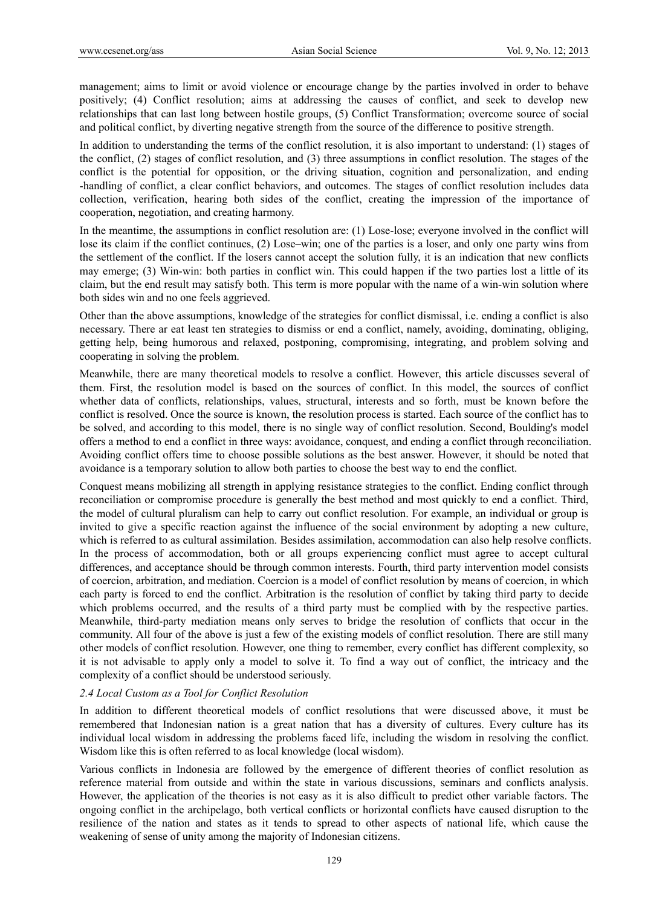management; aims to limit or avoid violence or encourage change by the parties involved in order to behave positively; (4) Conflict resolution; aims at addressing the causes of conflict, and seek to develop new relationships that can last long between hostile groups, (5) Conflict Transformation; overcome source of social and political conflict, by diverting negative strength from the source of the difference to positive strength.

In addition to understanding the terms of the conflict resolution, it is also important to understand: (1) stages of the conflict, (2) stages of conflict resolution, and (3) three assumptions in conflict resolution. The stages of the conflict is the potential for opposition, or the driving situation, cognition and personalization, and ending -handling of conflict, a clear conflict behaviors, and outcomes. The stages of conflict resolution includes data collection, verification, hearing both sides of the conflict, creating the impression of the importance of cooperation, negotiation, and creating harmony.

In the meantime, the assumptions in conflict resolution are: (1) Lose-lose; everyone involved in the conflict will lose its claim if the conflict continues, (2) Lose–win; one of the parties is a loser, and only one party wins from the settlement of the conflict. If the losers cannot accept the solution fully, it is an indication that new conflicts may emerge; (3) Win-win: both parties in conflict win. This could happen if the two parties lost a little of its claim, but the end result may satisfy both. This term is more popular with the name of a win-win solution where both sides win and no one feels aggrieved.

Other than the above assumptions, knowledge of the strategies for conflict dismissal, i.e. ending a conflict is also necessary. There ar eat least ten strategies to dismiss or end a conflict, namely, avoiding, dominating, obliging, getting help, being humorous and relaxed, postponing, compromising, integrating, and problem solving and cooperating in solving the problem.

Meanwhile, there are many theoretical models to resolve a conflict. However, this article discusses several of them. First, the resolution model is based on the sources of conflict. In this model, the sources of conflict whether data of conflicts, relationships, values, structural, interests and so forth, must be known before the conflict is resolved. Once the source is known, the resolution process is started. Each source of the conflict has to be solved, and according to this model, there is no single way of conflict resolution. Second, Boulding's model offers a method to end a conflict in three ways: avoidance, conquest, and ending a conflict through reconciliation. Avoiding conflict offers time to choose possible solutions as the best answer. However, it should be noted that avoidance is a temporary solution to allow both parties to choose the best way to end the conflict.

Conquest means mobilizing all strength in applying resistance strategies to the conflict. Ending conflict through reconciliation or compromise procedure is generally the best method and most quickly to end a conflict. Third, the model of cultural pluralism can help to carry out conflict resolution. For example, an individual or group is invited to give a specific reaction against the influence of the social environment by adopting a new culture, which is referred to as cultural assimilation. Besides assimilation, accommodation can also help resolve conflicts. In the process of accommodation, both or all groups experiencing conflict must agree to accept cultural differences, and acceptance should be through common interests. Fourth, third party intervention model consists of coercion, arbitration, and mediation. Coercion is a model of conflict resolution by means of coercion, in which each party is forced to end the conflict. Arbitration is the resolution of conflict by taking third party to decide which problems occurred, and the results of a third party must be complied with by the respective parties. Meanwhile, third-party mediation means only serves to bridge the resolution of conflicts that occur in the community. All four of the above is just a few of the existing models of conflict resolution. There are still many other models of conflict resolution. However, one thing to remember, every conflict has different complexity, so it is not advisable to apply only a model to solve it. To find a way out of conflict, the intricacy and the complexity of a conflict should be understood seriously.

### *2.4 Local Custom as a Tool for Conflict Resolution*

In addition to different theoretical models of conflict resolutions that were discussed above, it must be remembered that Indonesian nation is a great nation that has a diversity of cultures. Every culture has its individual local wisdom in addressing the problems faced life, including the wisdom in resolving the conflict. Wisdom like this is often referred to as local knowledge (local wisdom).

Various conflicts in Indonesia are followed by the emergence of different theories of conflict resolution as reference material from outside and within the state in various discussions, seminars and conflicts analysis. However, the application of the theories is not easy as it is also difficult to predict other variable factors. The ongoing conflict in the archipelago, both vertical conflicts or horizontal conflicts have caused disruption to the resilience of the nation and states as it tends to spread to other aspects of national life, which cause the weakening of sense of unity among the majority of Indonesian citizens.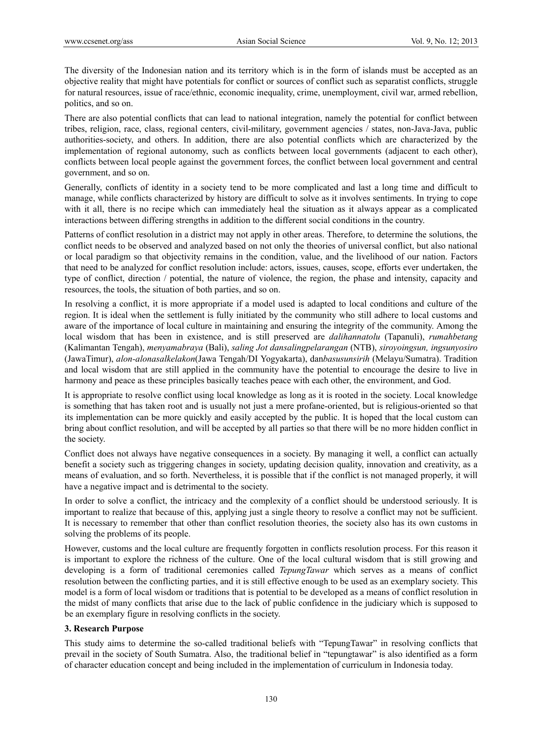The diversity of the Indonesian nation and its territory which is in the form of islands must be accepted as an objective reality that might have potentials for conflict or sources of conflict such as separatist conflicts, struggle for natural resources, issue of race/ethnic, economic inequality, crime, unemployment, civil war, armed rebellion, politics, and so on.

There are also potential conflicts that can lead to national integration, namely the potential for conflict between tribes, religion, race, class, regional centers, civil-military, government agencies / states, non-Java-Java, public authorities-society, and others. In addition, there are also potential conflicts which are characterized by the implementation of regional autonomy, such as conflicts between local governments (adjacent to each other), conflicts between local people against the government forces, the conflict between local government and central government, and so on.

Generally, conflicts of identity in a society tend to be more complicated and last a long time and difficult to manage, while conflicts characterized by history are difficult to solve as it involves sentiments. In trying to cope with it all, there is no recipe which can immediately heal the situation as it always appear as a complicated interactions between differing strengths in addition to the different social conditions in the country.

Patterns of conflict resolution in a district may not apply in other areas. Therefore, to determine the solutions, the conflict needs to be observed and analyzed based on not only the theories of universal conflict, but also national or local paradigm so that objectivity remains in the condition, value, and the livelihood of our nation. Factors that need to be analyzed for conflict resolution include: actors, issues, causes, scope, efforts ever undertaken, the type of conflict, direction / potential, the nature of violence, the region, the phase and intensity, capacity and resources, the tools, the situation of both parties, and so on.

In resolving a conflict, it is more appropriate if a model used is adapted to local conditions and culture of the region. It is ideal when the settlement is fully initiated by the community who still adhere to local customs and aware of the importance of local culture in maintaining and ensuring the integrity of the community. Among the local wisdom that has been in existence, and is still preserved are *dalihannatolu* (Tapanuli), *rumahbetang* (Kalimantan Tengah), *menyamabraya* (Bali), *saling Jot dansalingpelarangan* (NTB), *siroyoingsun, ingsunyosiro* (JawaTimur), *alon-alonasalkelakon*(Jawa Tengah/DI Yogyakarta), dan*basusunsirih* (Melayu/Sumatra). Tradition and local wisdom that are still applied in the community have the potential to encourage the desire to live in harmony and peace as these principles basically teaches peace with each other, the environment, and God.

It is appropriate to resolve conflict using local knowledge as long as it is rooted in the society. Local knowledge is something that has taken root and is usually not just a mere profane-oriented, but is religious-oriented so that its implementation can be more quickly and easily accepted by the public. It is hoped that the local custom can bring about conflict resolution, and will be accepted by all parties so that there will be no more hidden conflict in the society.

Conflict does not always have negative consequences in a society. By managing it well, a conflict can actually benefit a society such as triggering changes in society, updating decision quality, innovation and creativity, as a means of evaluation, and so forth. Nevertheless, it is possible that if the conflict is not managed properly, it will have a negative impact and is detrimental to the society.

In order to solve a conflict, the intricacy and the complexity of a conflict should be understood seriously. It is important to realize that because of this, applying just a single theory to resolve a conflict may not be sufficient. It is necessary to remember that other than conflict resolution theories, the society also has its own customs in solving the problems of its people.

However, customs and the local culture are frequently forgotten in conflicts resolution process. For this reason it is important to explore the richness of the culture. One of the local cultural wisdom that is still growing and developing is a form of traditional ceremonies called *TepungTawar* which serves as a means of conflict resolution between the conflicting parties, and it is still effective enough to be used as an exemplary society. This model is a form of local wisdom or traditions that is potential to be developed as a means of conflict resolution in the midst of many conflicts that arise due to the lack of public confidence in the judiciary which is supposed to be an exemplary figure in resolving conflicts in the society.

### 3. Research Purpose

This study aims to determine the so-called traditional beliefs with "TepungTawar" in resolving conflicts that prevail in the society of South Sumatra. Also, the traditional belief in "tepungtawar" is also identified as a form of character education concept and being included in the implementation of curriculum in Indonesia today.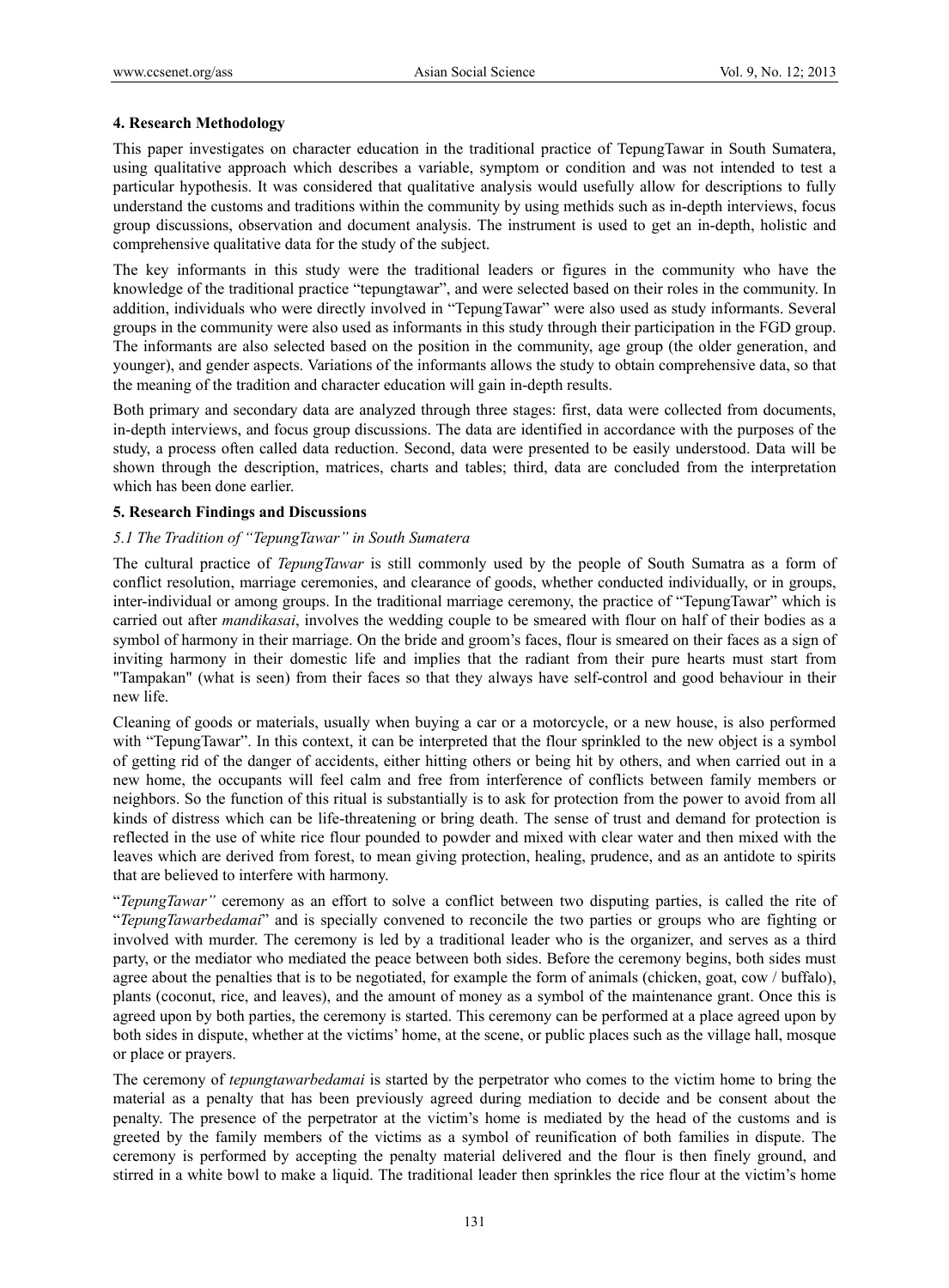### 4. Research Methodology

This paper investigates on character education in the traditional practice of TepungTawar in South Sumatera, using qualitative approach which describes a variable, symptom or condition and was not intended to test a particular hypothesis. It was considered that qualitative analysis would usefully allow for descriptions to fully understand the customs and traditions within the community by using methids such as in-depth interviews, focus group discussions, observation and document analysis. The instrument is used to get an in-depth, holistic and comprehensive qualitative data for the study of the subject.

The key informants in this study were the traditional leaders or figures in the community who have the knowledge of the traditional practice "tepungtawar", and were selected based on their roles in the community. In addition, individuals who were directly involved in "TepungTawar" were also used as study informants. Several groups in the community were also used as informants in this study through their participation in the FGD group. The informants are also selected based on the position in the community, age group (the older generation, and younger), and gender aspects. Variations of the informants allows the study to obtain comprehensive data, so that the meaning of the tradition and character education will gain in-depth results.

Both primary and secondary data are analyzed through three stages: first, data were collected from documents, in-depth interviews, and focus group discussions. The data are identified in accordance with the purposes of the study, a process often called data reduction. Second, data were presented to be easily understood. Data will be shown through the description, matrices, charts and tables; third, data are concluded from the interpretation which has been done earlier.

### 5. Research Findings and Discussions

#### *5.1 The Tradition of "TepungTawar" in South Sumatera*

The cultural practice of *TepungTawar* is still commonly used by the people of South Sumatra as a form of conflict resolution, marriage ceremonies, and clearance of goods, whether conducted individually, or in groups, inter-individual or among groups. In the traditional marriage ceremony, the practice of "TepungTawar" which is carried out after *mandikasai*, involves the wedding couple to be smeared with flour on half of their bodies as a symbol of harmony in their marriage. On the bride and groom's faces, flour is smeared on their faces as a sign of inviting harmony in their domestic life and implies that the radiant from their pure hearts must start from "Tampakan" (what is seen) from their faces so that they always have self-control and good behaviour in their new life.

Cleaning of goods or materials, usually when buying a car or a motorcycle, or a new house, is also performed with "TepungTawar". In this context, it can be interpreted that the flour sprinkled to the new object is a symbol of getting rid of the danger of accidents, either hitting others or being hit by others, and when carried out in a new home, the occupants will feel calm and free from interference of conflicts between family members or neighbors. So the function of this ritual is substantially is to ask for protection from the power to avoid from all kinds of distress which can be life-threatening or bring death. The sense of trust and demand for protection is reflected in the use of white rice flour pounded to powder and mixed with clear water and then mixed with the leaves which are derived from forest, to mean giving protection, healing, prudence, and as an antidote to spirits that are believed to interfere with harmony.

"*TepungTawar"* ceremony as an effort to solve a conflict between two disputing parties, is called the rite of "*TepungTawarbedamai*" and is specially convened to reconcile the two parties or groups who are fighting or involved with murder. The ceremony is led by a traditional leader who is the organizer, and serves as a third party, or the mediator who mediated the peace between both sides. Before the ceremony begins, both sides must agree about the penalties that is to be negotiated, for example the form of animals (chicken, goat, cow / buffalo), plants (coconut, rice, and leaves), and the amount of money as a symbol of the maintenance grant. Once this is agreed upon by both parties, the ceremony is started. This ceremony can be performed at a place agreed upon by both sides in dispute, whether at the victims' home, at the scene, or public places such as the village hall, mosque or place or prayers.

The ceremony of *tepungtawarbedamai* is started by the perpetrator who comes to the victim home to bring the material as a penalty that has been previously agreed during mediation to decide and be consent about the penalty. The presence of the perpetrator at the victim's home is mediated by the head of the customs and is greeted by the family members of the victims as a symbol of reunification of both families in dispute. The ceremony is performed by accepting the penalty material delivered and the flour is then finely ground, and stirred in a white bowl to make a liquid. The traditional leader then sprinkles the rice flour at the victim's home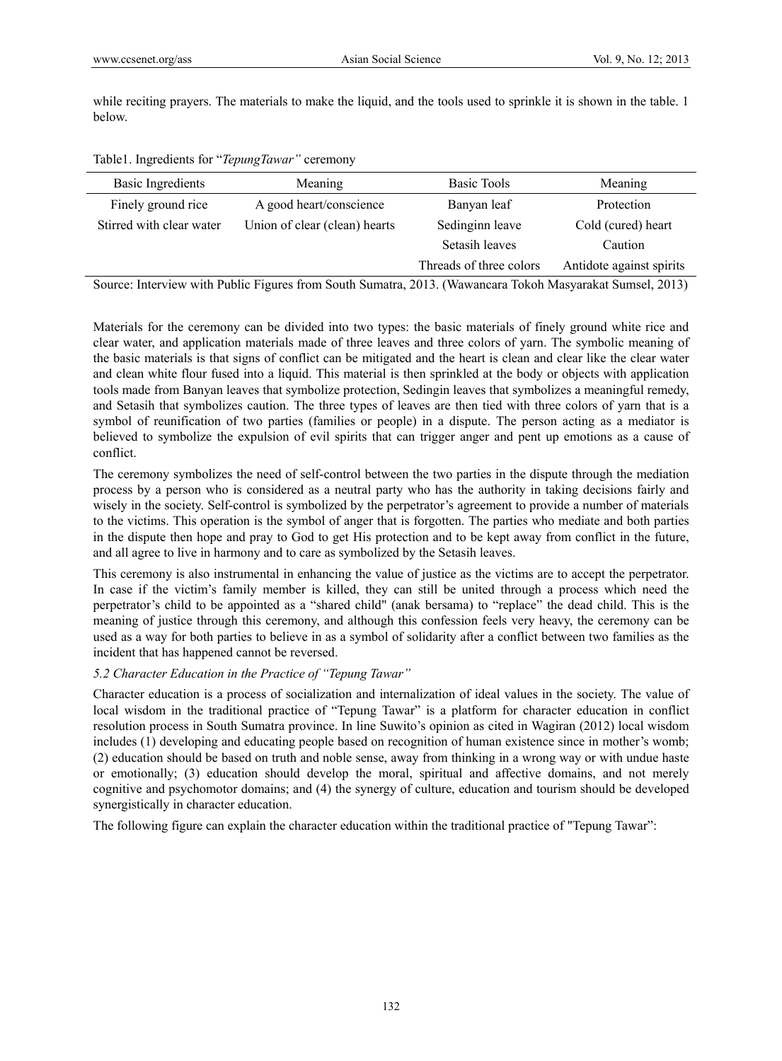while reciting prayers. The materials to make the liquid, and the tools used to sprinkle it is shown in the table. 1 below.

Table1. Ingredients for "*TepungTawar"* ceremony

| Basic Ingredients | Meaning | Basic Tools | Meaning |
|---|---|---|---|
| Finely ground rice | A good heart/conscience | Banyan leaf | Protection |
| Stirred with clear water | Union of clear (clean) hearts | Sedinginn leave | Cold (cured) heart |
| | | Setasih leaves | Caution |
| | | Threads of three colors | Antidote against spirits |

Source: Interview with Public Figures from South Sumatra, 2013. (Wawancara Tokoh Masyarakat Sumsel, 2013)

Materials for the ceremony can be divided into two types: the basic materials of finely ground white rice and clear water, and application materials made of three leaves and three colors of yarn. The symbolic meaning of the basic materials is that signs of conflict can be mitigated and the heart is clean and clear like the clear water and clean white flour fused into a liquid. This material is then sprinkled at the body or objects with application tools made from Banyan leaves that symbolize protection, Sedingin leaves that symbolizes a meaningful remedy, and Setasih that symbolizes caution. The three types of leaves are then tied with three colors of yarn that is a symbol of reunification of two parties (families or people) in a dispute. The person acting as a mediator is believed to symbolize the expulsion of evil spirits that can trigger anger and pent up emotions as a cause of conflict.

The ceremony symbolizes the need of self-control between the two parties in the dispute through the mediation process by a person who is considered as a neutral party who has the authority in taking decisions fairly and wisely in the society. Self-control is symbolized by the perpetrator's agreement to provide a number of materials to the victims. This operation is the symbol of anger that is forgotten. The parties who mediate and both parties in the dispute then hope and pray to God to get His protection and to be kept away from conflict in the future, and all agree to live in harmony and to care as symbolized by the Setasih leaves.

This ceremony is also instrumental in enhancing the value of justice as the victims are to accept the perpetrator. In case if the victim's family member is killed, they can still be united through a process which need the perpetrator's child to be appointed as a "shared child" (anak bersama) to "replace" the dead child. This is the meaning of justice through this ceremony, and although this confession feels very heavy, the ceremony can be used as a way for both parties to believe in as a symbol of solidarity after a conflict between two families as the incident that has happened cannot be reversed.

### *5.2 Character Education in the Practice of "Tepung Tawar"*

Character education is a process of socialization and internalization of ideal values in the society. The value of local wisdom in the traditional practice of "Tepung Tawar" is a platform for character education in conflict resolution process in South Sumatra province. In line Suwito's opinion as cited in Wagiran (2012) local wisdom includes (1) developing and educating people based on recognition of human existence since in mother's womb; (2) education should be based on truth and noble sense, away from thinking in a wrong way or with undue haste or emotionally; (3) education should develop the moral, spiritual and affective domains, and not merely cognitive and psychomotor domains; and (4) the synergy of culture, education and tourism should be developed synergistically in character education.

The following figure can explain the character education within the traditional practice of "Tepung Tawar":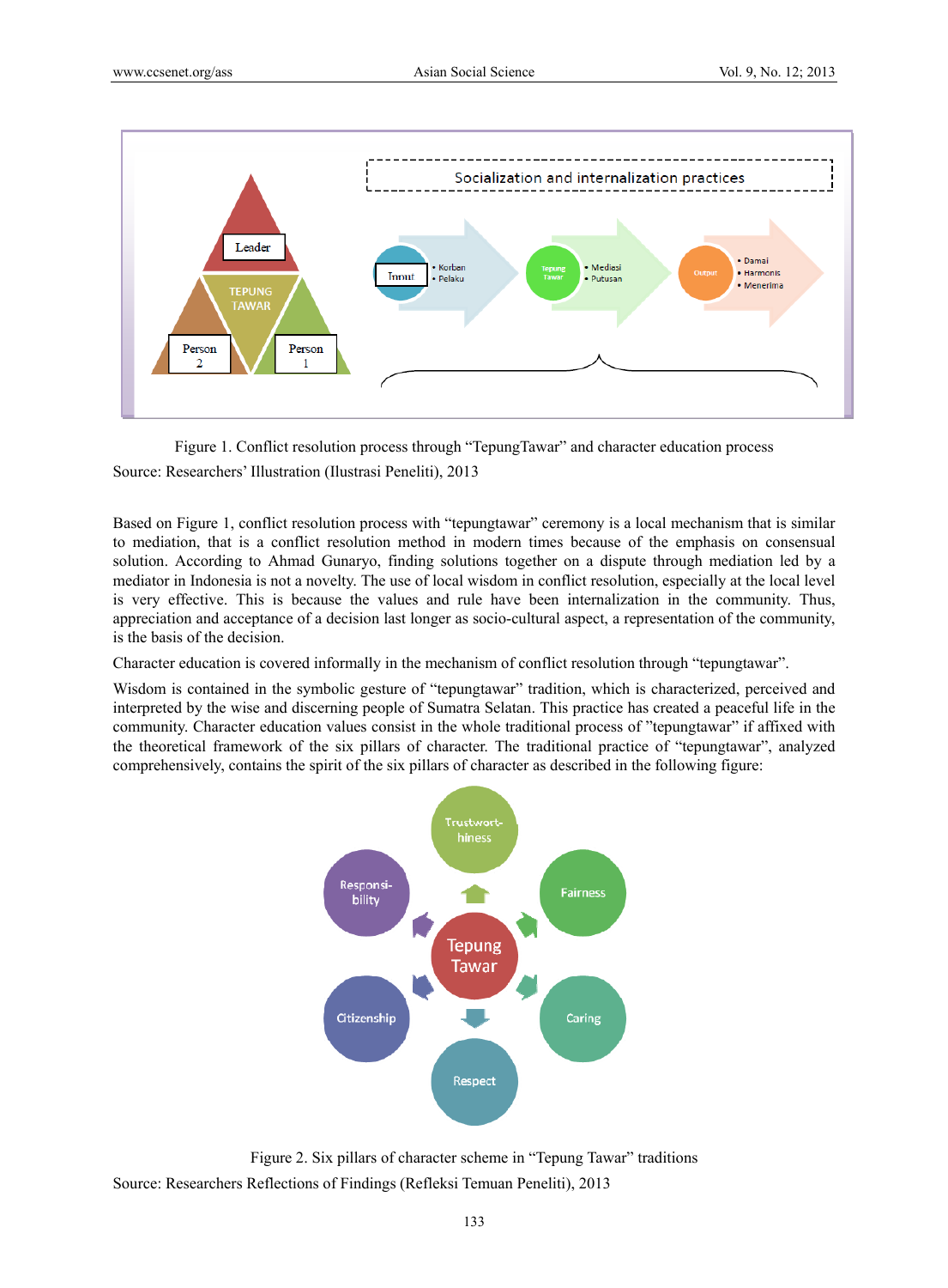Figure 1. Conflict resolution process through "TepungTawar" and character education process

Source: Researchers' Illustration (Ilustrasi Peneliti), 2013

Based on Figure 1, conflict resolution process with "tepungtawar" ceremony is a local mechanism that is similar to mediation, that is a conflict resolution method in modern times because of the emphasis on consensual solution. According to Ahmad Gunaryo, finding solutions together on a dispute through mediation led by a mediator in Indonesia is not a novelty. The use of local wisdom in conflict resolution, especially at the local level is very effective. This is because the values and rule have been internalization in the community. Thus, appreciation and acceptance of a decision last longer as socio-cultural aspect, a representation of the community, is the basis of the decision.

Character education is covered informally in the mechanism of conflict resolution through "tepungtawar".

Wisdom is contained in the symbolic gesture of "tepungtawar" tradition, which is characterized, perceived and interpreted by the wise and discerning people of Sumatra Selatan. This practice has created a peaceful life in the community. Character education values consist in the whole traditional process of "tepungtawar" if affixed with the theoretical framework of the six pillars of character. The traditional practice of "tepungtawar", analyzed comprehensively, contains the spirit of the six pillars of character as described in the following figure:

Figure 2. Six pillars of character scheme in "Tepung Tawar" traditions

Source: Researchers Reflections of Findings (Refleksi Temuan Peneliti), 2013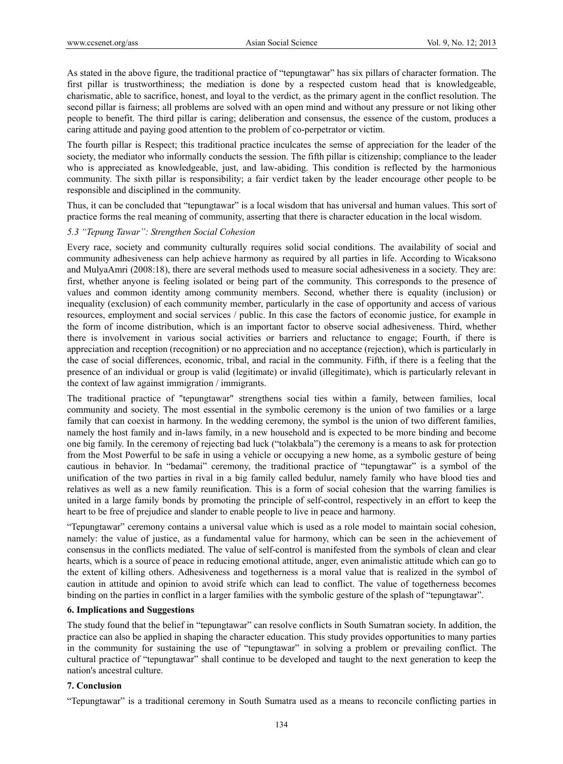As stated in the above figure, the traditional practice of "tepungtawar" has six pillars of character formation. The first pillar is trustworthiness; the mediation is done by a respected custom head that is knowledgeable, charismatic, able to sacrifice, honest, and loyal to the verdict, as the primary agent in the conflict resolution. The second pillar is fairness; all problems are solved with an open mind and without any pressure or not liking other people to benefit. The third pillar is caring; deliberation and consensus, the essence of the custom, produces a caring attitude and paying good attention to the problem of co-perpetrator or victim.

The fourth pillar is Respect; this traditional practice inculcates the semse of appreciation for the leader of the society, the mediator who informally conducts the session. The fifth pillar is citizenship; compliance to the leader who is appreciated as knowledgeable, just, and law-abiding. This condition is reflected by the harmonious community. The sixth pillar is responsibility; a fair verdict taken by the leader encourage other people to be responsible and disciplined in the community.

Thus, it can be concluded that "tepungtawar" is a local wisdom that has universal and human values. This sort of practice forms the real meaning of community, asserting that there is character education in the local wisdom.

### *5.3 "Tepung Tawar": Strengthen Social Cohesion*

Every race, society and community culturally requires solid social conditions. The availability of social and community adhesiveness can help achieve harmony as required by all parties in life. According to Wicaksono and MulyaAmri (2008:18), there are several methods used to measure social adhesiveness in a society. They are: first, whether anyone is feeling isolated or being part of the community. This corresponds to the presence of values and common identity among community members. Second, whether there is equality (inclusion) or inequality (exclusion) of each community member, particularly in the case of opportunity and access of various resources, employment and social services / public. In this case the factors of economic justice, for example in the form of income distribution, which is an important factor to observe social adhesiveness. Third, whether there is involvement in various social activities or barriers and reluctance to engage; Fourth, if there is appreciation and reception (recognition) or no appreciation and no acceptance (rejection), which is particularly in the case of social differences, economic, tribal, and racial in the community. Fifth, if there is a feeling that the presence of an individual or group is valid (legitimate) or invalid (illegitimate), which is particularly relevant in the context of law against immigration / immigrants.

The traditional practice of "tepungtawar" strengthens social ties within a family, between families, local community and society. The most essential in the symbolic ceremony is the union of two families or a large family that can coexist in harmony. In the wedding ceremony, the symbol is the union of two different families, namely the host family and in-laws family, in a new household and is expected to be more binding and become one big family. In the ceremony of rejecting bad luck ("tolakbala") the ceremony is a means to ask for protection from the Most Powerful to be safe in using a vehicle or occupying a new home, as a symbolic gesture of being cautious in behavior. In "bedamai" ceremony, the traditional practice of "tepungtawar" is a symbol of the unification of the two parties in rival in a big family called bedulur, namely family who have blood ties and relatives as well as a new family reunification. This is a form of social cohesion that the warring families is united in a large family bonds by promoting the principle of self-control, respectively in an effort to keep the heart to be free of prejudice and slander to enable people to live in peace and harmony.

"Tepungtawar" ceremony contains a universal value which is used as a role model to maintain social cohesion, namely: the value of justice, as a fundamental value for harmony, which can be seen in the achievement of consensus in the conflicts mediated. The value of self-control is manifested from the symbols of clean and clear hearts, which is a source of peace in reducing emotional attitude, anger, even animalistic attitude which can go to the extent of killing others. Adhesiveness and togetherness is a moral value that is realized in the symbol of caution in attitude and opinion to avoid strife which can lead to conflict. The value of togetherness becomes binding on the parties in conflict in a larger families with the symbolic gesture of the splash of "tepungtawar".

## 6. Implications and Suggestions

The study found that the belief in "tepungtawar" can resolve conflicts in South Sumatran society. In addition, the practice can also be applied in shaping the character education. This study provides opportunities to many parties in the community for sustaining the use of "tepungtawar" in solving a problem or prevailing conflict. The cultural practice of "tepungtawar" shall continue to be developed and taught to the next generation to keep the nation's ancestral culture.

## 7. Conclusion

"Tepungtawar" is a traditional ceremony in South Sumatra used as a means to reconcile conflicting parties in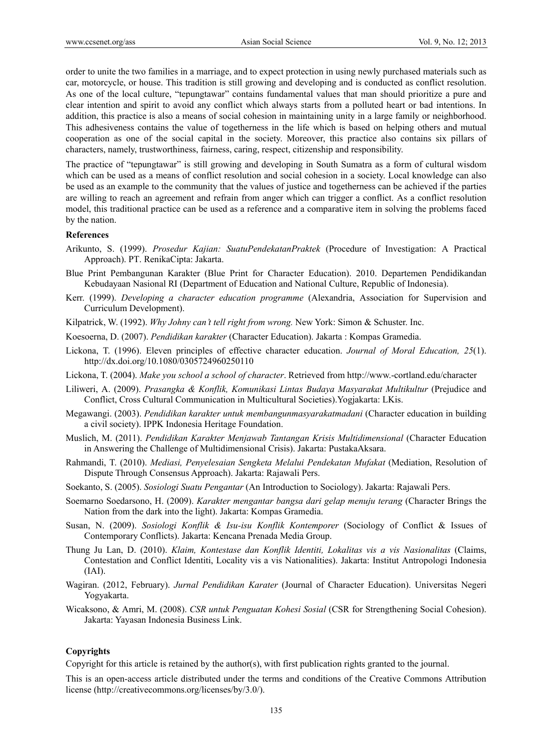order to unite the two families in a marriage, and to expect protection in using newly purchased materials such as car, motorcycle, or house. This tradition is still growing and developing and is conducted as conflict resolution. As one of the local culture, "tepungtawar" contains fundamental values that man should prioritize a pure and clear intention and spirit to avoid any conflict which always starts from a polluted heart or bad intentions. In addition, this practice is also a means of social cohesion in maintaining unity in a large family or neighborhood. This adhesiveness contains the value of togetherness in the life which is based on helping others and mutual cooperation as one of the social capital in the society. Moreover, this practice also contains six pillars of characters, namely, trustworthiness, fairness, caring, respect, citizenship and responsibility.

The practice of "tepungtawar" is still growing and developing in South Sumatra as a form of cultural wisdom which can be used as a means of conflict resolution and social cohesion in a society. Local knowledge can also be used as an example to the community that the values of justice and togetherness can be achieved if the parties are willing to reach an agreement and refrain from anger which can trigger a conflict. As a conflict resolution model, this traditional practice can be used as a reference and a comparative item in solving the problems faced by the nation.

## References

Arikunto, S. (1999). *Prosedur Kajian: SuatuPendekatanPraktek* (Procedure of Investigation: A Practical Approach). PT. RenikaCipta: Jakarta.

Blue Print Pembangunan Karakter (Blue Print for Character Education). 2010. Departemen Pendidikandan Kebudayaan Nasional RI (Department of Education and National Culture, Republic of Indonesia).

Kerr. (1999). *Developing a character education programme* (Alexandria, Association for Supervision and Curriculum Development).

Kilpatrick, W. (1992). *Why Johny can't tell right from wrong.* New York: Simon & Schuster. Inc.

Koesoerna, D. (2007). *Pendidikan karakter* (Character Education). Jakarta : Kompas Gramedia.

Lickona, T. (1996). Eleven principles of effective character education. *Journal of Moral Education, 25*(1). http://dx.doi.org/10.1080/0305724960250110

Lickona, T. (2004). *Make you school a school of character*. Retrieved from http://www.-cortland.edu/character

Liliweri, A. (2009). *Prasangka & Konflik, Komunikasi Lintas Budaya Masyarakat Multikultur* (Prejudice and Conflict, Cross Cultural Communication in Multicultural Societies).Yogjakarta: LKis.

Megawangi. (2003). *Pendidikan karakter untuk membangunmasyarakatmadani* (Character education in building a civil society). IPPK Indonesia Heritage Foundation.

Muslich, M. (2011). *Pendidikan Karakter Menjawab Tantangan Krisis Multidimensional* (Character Education in Answering the Challenge of Multidimensional Crisis). Jakarta: PustakaAksara.

Rahmandi, T. (2010). *Mediasi, Penyelesaian Sengketa Melalui Pendekatan Mufakat* (Mediation, Resolution of Dispute Through Consensus Approach). Jakarta: Rajawali Pers.

Soekanto, S. (2005). *Sosiologi Suatu Pengantar* (An Introduction to Sociology). Jakarta: Rajawali Pers.

Soemarno Soedarsono, H. (2009). *Karakter mengantar bangsa dari gelap menuju terang* (Character Brings the Nation from the dark into the light). Jakarta: Kompas Gramedia.

Susan, N. (2009). *Sosiologi Konflik & Isu-isu Konflik Kontemporer* (Sociology of Conflict & Issues of Contemporary Conflicts). Jakarta: Kencana Prenada Media Group.

Thung Ju Lan, D. (2010). *Klaim, Kontestase dan Konflik Identiti, Lokalitas vis a vis Nasionalitas* (Claims, Contestation and Conflict Identiti, Locality vis a vis Nationalities). Jakarta: Institut Antropologi Indonesia (IAI).

Wagiran. (2012, February). *Jurnal Pendidikan Karater* (Journal of Character Education). Universitas Negeri Yogyakarta.

Wicaksono, & Amri, M. (2008). *CSR untuk Penguatan Kohesi Sosial* (CSR for Strengthening Social Cohesion). Jakarta: Yayasan Indonesia Business Link.

## Copyrights

Copyright for this article is retained by the author(s), with first publication rights granted to the journal.

This is an open-access article distributed under the terms and conditions of the Creative Commons Attribution license (http://creativecommons.org/licenses/by/3.0/).